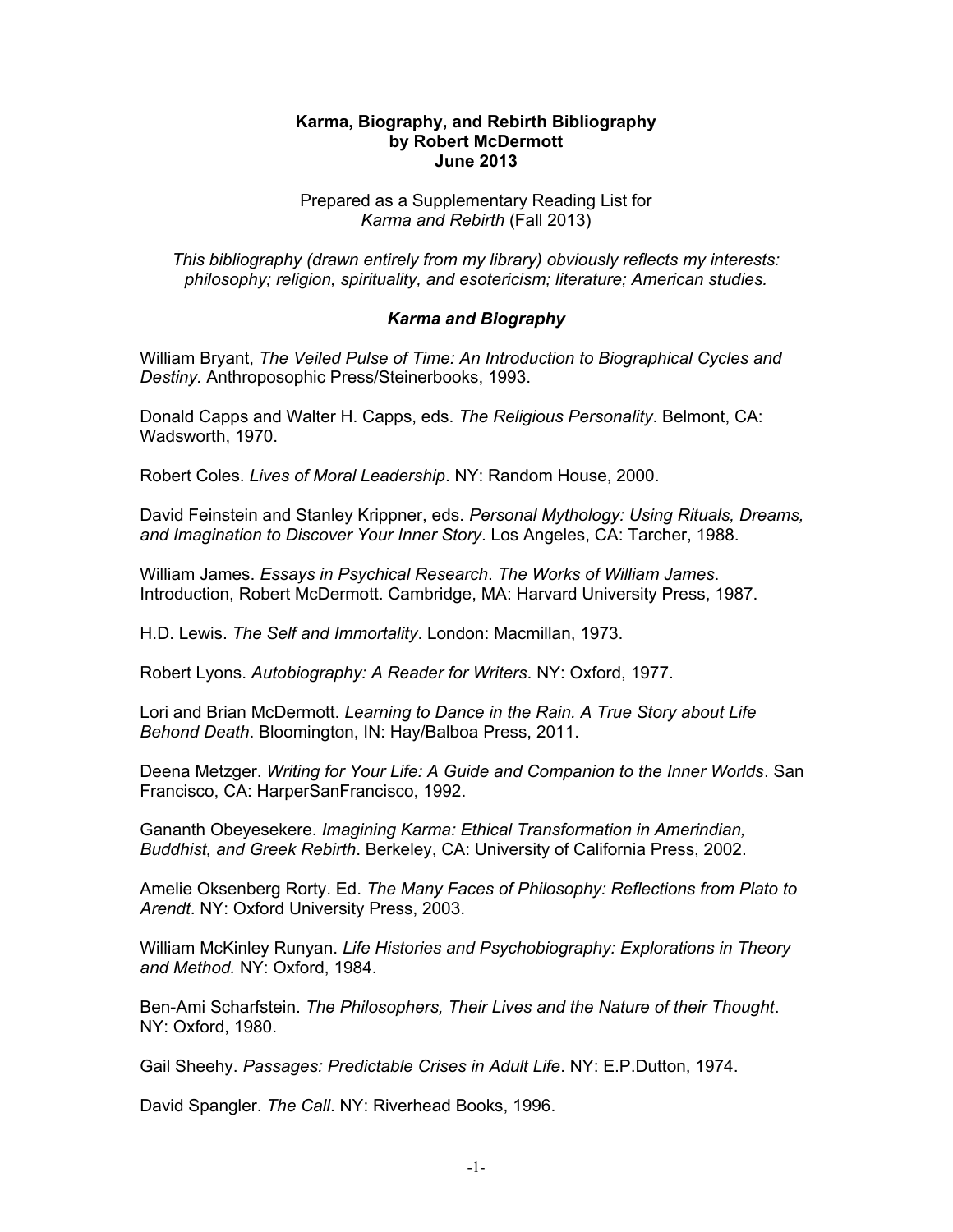**Karma, Biography, and Rebirth Bibliography**
**by Robert McDermott**
**June 2013**

Prepared as a Supplementary Reading List for
*Karma and Rebirth* (Fall 2013)

*This bibliography (drawn entirely from my library) obviously reflects my interests: philosophy; religion, spirituality, and esotericism; literature; American studies.*

### *Karma and Biography*

William Bryant, *The Veiled Pulse of Time: An Introduction to Biographical Cycles and Destiny.* Anthroposophic Press/Steinerbooks, 1993.

Donald Capps and Walter H. Capps, eds. *The Religious Personality*. Belmont, CA: Wadsworth, 1970.

Robert Coles. *Lives of Moral Leadership*. NY: Random House, 2000.

David Feinstein and Stanley Krippner, eds. *Personal Mythology: Using Rituals, Dreams, and Imagination to Discover Your Inner Story*. Los Angeles, CA: Tarcher, 1988.

William James. *Essays in Psychical Research*. *The Works of William James*. Introduction, Robert McDermott. Cambridge, MA: Harvard University Press, 1987.

H.D. Lewis. *The Self and Immortality*. London: Macmillan, 1973.

Robert Lyons. *Autobiography: A Reader for Writers*. NY: Oxford, 1977.

Lori and Brian McDermott. *Learning to Dance in the Rain. A True Story about Life Behond Death*. Bloomington, IN: Hay/Balboa Press, 2011.

Deena Metzger. *Writing for Your Life: A Guide and Companion to the Inner Worlds*. San Francisco, CA: HarperSanFrancisco, 1992.

Gananth Obeyesekere. *Imagining Karma: Ethical Transformation in Amerindian, Buddhist, and Greek Rebirth*. Berkeley, CA: University of California Press, 2002.

Amelie Oksenberg Rorty. Ed. *The Many Faces of Philosophy: Reflections from Plato to Arendt*. NY: Oxford University Press, 2003.

William McKinley Runyan. *Life Histories and Psychobiography: Explorations in Theory and Method.* NY: Oxford, 1984.

Ben-Ami Scharfstein. *The Philosophers, Their Lives and the Nature of their Thought*. NY: Oxford, 1980.

Gail Sheehy. *Passages: Predictable Crises in Adult Life*. NY: E.P.Dutton, 1974.

David Spangler. *The Call*. NY: Riverhead Books, 1996.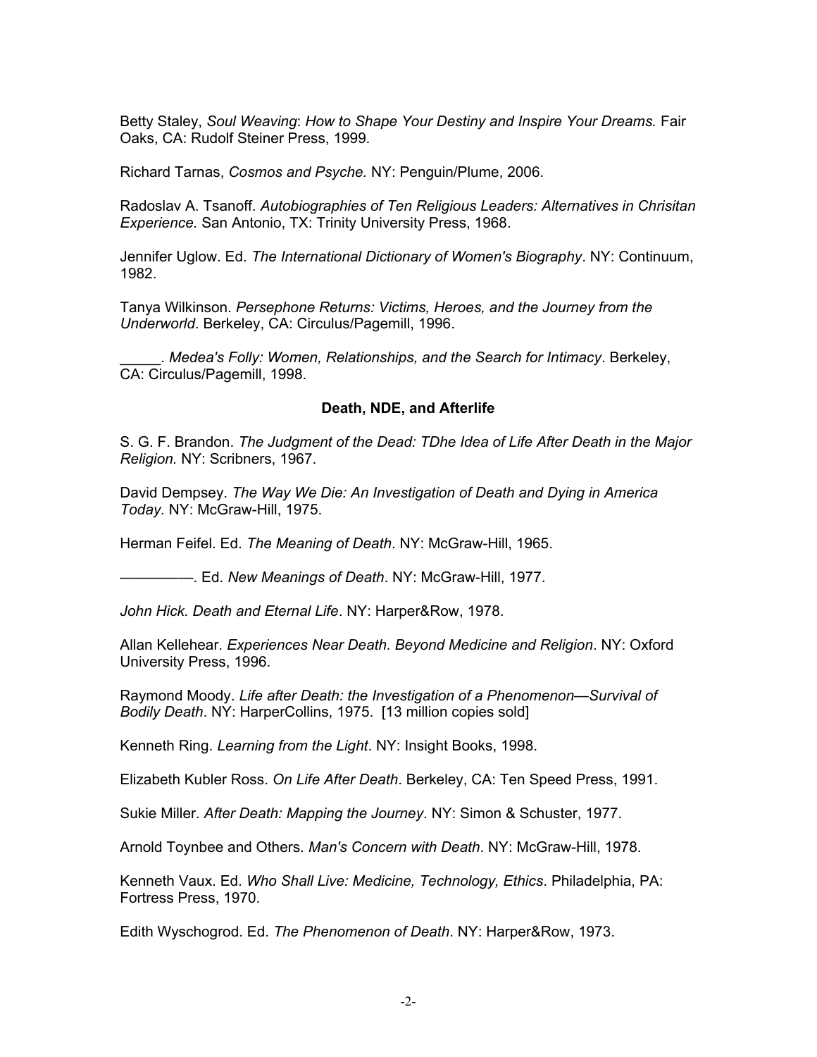Betty Staley, *Soul Weaving*: *How to Shape Your Destiny and Inspire Your Dreams.* Fair Oaks, CA: Rudolf Steiner Press, 1999.

Richard Tarnas, *Cosmos and Psyche.* NY: Penguin/Plume, 2006.

Radoslav A. Tsanoff. *Autobiographies of Ten Religious Leaders: Alternatives in Chrisitan Experience.* San Antonio, TX: Trinity University Press, 1968.

Jennifer Uglow. Ed. *The International Dictionary of Women's Biography*. NY: Continuum, 1982.

Tanya Wilkinson. *Persephone Returns: Victims, Heroes, and the Journey from the Underworld*. Berkeley, CA: Circulus/Pagemill, 1996.

_____. *Medea's Folly: Women, Relationships, and the Search for Intimacy*. Berkeley, CA: Circulus/Pagemill, 1998.

**Death, NDE, and Afterlife**

S. G. F. Brandon. *The Judgment of the Dead: TDhe Idea of Life After Death in the Major Religion.* NY: Scribners, 1967.

David Dempsey. *The Way We Die: An Investigation of Death and Dying in America Today.* NY: McGraw-Hill, 1975.

Herman Feifel. Ed. *The Meaning of Death*. NY: McGraw-Hill, 1965.

—————. Ed. *New Meanings of Death*. NY: McGraw-Hill, 1977.

*John Hick. Death and Eternal Life*. NY: Harper&Row, 1978.

Allan Kellehear. *Experiences Near Death. Beyond Medicine and Religion*. NY: Oxford University Press, 1996.

Raymond Moody. *Life after Death: the Investigation of a Phenomenon—Survival of Bodily Death*. NY: HarperCollins, 1975. [13 million copies sold]

Kenneth Ring. *Learning from the Light*. NY: Insight Books, 1998.

Elizabeth Kubler Ross. *On Life After Death*. Berkeley, CA: Ten Speed Press, 1991.

Sukie Miller. *After Death: Mapping the Journey*. NY: Simon & Schuster, 1977.

Arnold Toynbee and Others. *Man's Concern with Death*. NY: McGraw-Hill, 1978.

Kenneth Vaux. Ed. *Who Shall Live: Medicine, Technology, Ethics*. Philadelphia, PA: Fortress Press, 1970.

Edith Wyschogrod. Ed. *The Phenomenon of Death*. NY: Harper&Row, 1973.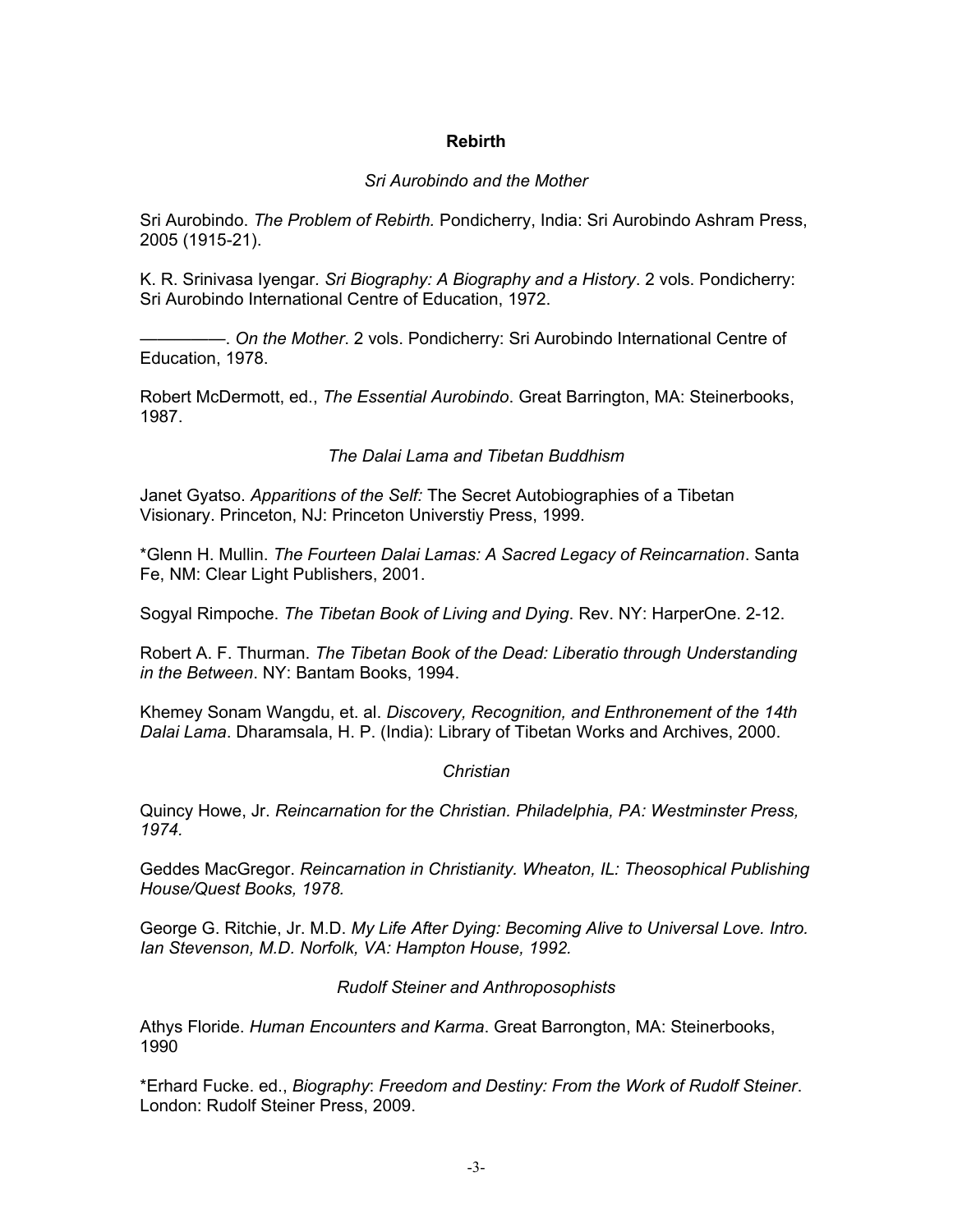## Rebirth

### *Sri Aurobindo and the Mother*

Sri Aurobindo. *The Problem of Rebirth.* Pondicherry, India: Sri Aurobindo Ashram Press, 2005 (1915-21).

K. R. Srinivasa Iyengar. *Sri Biography: A Biography and a History*. 2 vols. Pondicherry: Sri Aurobindo International Centre of Education, 1972.

—————. *On the Mother*. 2 vols. Pondicherry: Sri Aurobindo International Centre of Education, 1978.

Robert McDermott, ed., *The Essential Aurobindo*. Great Barrington, MA: Steinerbooks, 1987.

### *The Dalai Lama and Tibetan Buddhism*

Janet Gyatso. *Apparitions of the Self:* The Secret Autobiographies of a Tibetan Visionary. Princeton, NJ: Princeton Universtiy Press, 1999.

*Glenn H. Mullin. *The Fourteen Dalai Lamas: A Sacred Legacy of Reincarnation*. Santa Fe, NM: Clear Light Publishers, 2001.

Sogyal Rimpoche. *The Tibetan Book of Living and Dying*. Rev. NY: HarperOne. 2-12.

Robert A. F. Thurman. *The Tibetan Book of the Dead: Liberatio through Understanding in the Between*. NY: Bantam Books, 1994.

Khemey Sonam Wangdu, et. al. *Discovery, Recognition, and Enthronement of the 14th Dalai Lama*. Dharamsala, H. P. (India): Library of Tibetan Works and Archives, 2000.

### *Christian*

Quincy Howe, Jr. *Reincarnation for the Christian. Philadelphia, PA: Westminster Press, 1974.*

Geddes MacGregor. *Reincarnation in Christianity. Wheaton, IL: Theosophical Publishing House/Quest Books, 1978.*

George G. Ritchie, Jr. M.D. *My Life After Dying: Becoming Alive to Universal Love. Intro. Ian Stevenson, M.D. Norfolk, VA: Hampton House, 1992.*

### *Rudolf Steiner and Anthroposophists*

Athys Floride. *Human Encounters and Karma*. Great Barrongton, MA: Steinerbooks, 1990

*Erhard Fucke. ed., *Biography*: *Freedom and Destiny: From the Work of Rudolf Steiner*. London: Rudolf Steiner Press, 2009.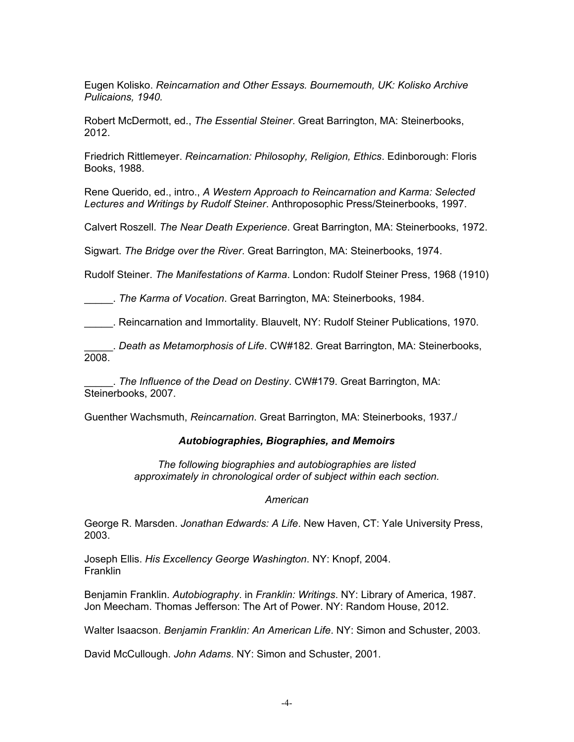Eugen Kolisko. *Reincarnation and Other Essays. Bournemouth, UK: Kolisko Archive Pulicaions, 1940.*

Robert McDermott, ed., *The Essential Steiner*. Great Barrington, MA: Steinerbooks, 2012.

Friedrich Rittlemeyer. *Reincarnation: Philosophy, Religion, Ethics*. Edinborough: Floris Books, 1988.

Rene Querido, ed., intro., *A Western Approach to Reincarnation and Karma: Selected Lectures and Writings by Rudolf Steiner*. Anthroposophic Press/Steinerbooks, 1997.

Calvert Roszell. *The Near Death Experience*. Great Barrington, MA: Steinerbooks, 1972.

Sigwart. *The Bridge over the River*. Great Barrington, MA: Steinerbooks, 1974.

Rudolf Steiner. *The Manifestations of Karma*. London: Rudolf Steiner Press, 1968 (1910)

_____. *The Karma of Vocation*. Great Barrington, MA: Steinerbooks, 1984.

_____. Reincarnation and Immortality. Blauvelt, NY: Rudolf Steiner Publications, 1970.

_____. *Death as Metamorphosis of Life*. CW#182. Great Barrington, MA: Steinerbooks, 2008.

_____. *The Influence of the Dead on Destiny*. CW#179. Great Barrington, MA: Steinerbooks, 2007.

Guenther Wachsmuth, *Reincarnation*. Great Barrington, MA: Steinerbooks, 1937./

### ***Autobiographies, Biographies, and Memoirs***

*The following biographies and autobiographies are listed approximately in chronological order of subject within each section.*

*American*

George R. Marsden. *Jonathan Edwards: A Life*. New Haven, CT: Yale University Press, 2003.

Joseph Ellis. *His Excellency George Washington*. NY: Knopf, 2004.
Franklin

Benjamin Franklin. *Autobiography*. in *Franklin: Writings*. NY: Library of America, 1987.
Jon Meecham. Thomas Jefferson: The Art of Power. NY: Random House, 2012.

Walter Isaacson. *Benjamin Franklin: An American Life*. NY: Simon and Schuster, 2003.

David McCullough. *John Adams*. NY: Simon and Schuster, 2001.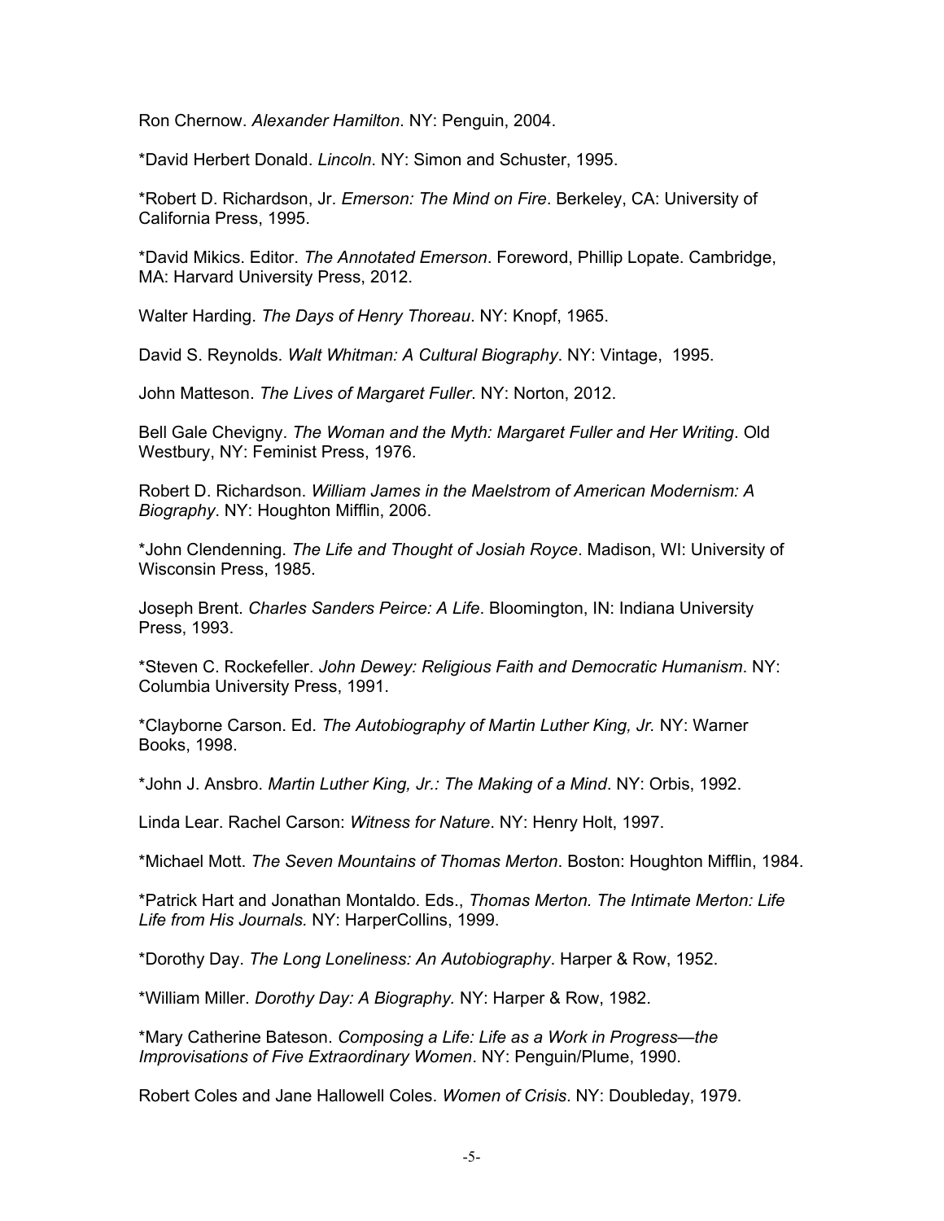Ron Chernow. *Alexander Hamilton*. NY: Penguin, 2004.

*David Herbert Donald. *Lincoln*. NY: Simon and Schuster, 1995.

*Robert D. Richardson, Jr. *Emerson: The Mind on Fire*. Berkeley, CA: University of California Press, 1995.

*David Mikics. Editor. *The Annotated Emerson*. Foreword, Phillip Lopate. Cambridge, MA: Harvard University Press, 2012.

Walter Harding. *The Days of Henry Thoreau*. NY: Knopf, 1965.

David S. Reynolds. *Walt Whitman: A Cultural Biography*. NY: Vintage, 1995.

John Matteson. *The Lives of Margaret Fuller*. NY: Norton, 2012.

Bell Gale Chevigny. *The Woman and the Myth: Margaret Fuller and Her Writing*. Old Westbury, NY: Feminist Press, 1976.

Robert D. Richardson. *William James in the Maelstrom of American Modernism: A Biography*. NY: Houghton Mifflin, 2006.

*John Clendenning. *The Life and Thought of Josiah Royce*. Madison, WI: University of Wisconsin Press, 1985.

Joseph Brent. *Charles Sanders Peirce: A Life*. Bloomington, IN: Indiana University Press, 1993.

*Steven C. Rockefeller. *John Dewey: Religious Faith and Democratic Humanism*. NY: Columbia University Press, 1991.

*Clayborne Carson. Ed. *The Autobiography of Martin Luther King, Jr.* NY: Warner Books, 1998.

*John J. Ansbro. *Martin Luther King, Jr.: The Making of a Mind*. NY: Orbis, 1992.

Linda Lear. Rachel Carson: *Witness for Nature*. NY: Henry Holt, 1997.

*Michael Mott. *The Seven Mountains of Thomas Merton*. Boston: Houghton Mifflin, 1984.

*Patrick Hart and Jonathan Montaldo. Eds., *Thomas Merton. The Intimate Merton: Life Life from His Journals.* NY: HarperCollins, 1999.

*Dorothy Day. *The Long Loneliness: An Autobiography*. Harper & Row, 1952.

*William Miller. *Dorothy Day: A Biography.* NY: Harper & Row, 1982.

*Mary Catherine Bateson. *Composing a Life: Life as a Work in Progress—the Improvisations of Five Extraordinary Women*. NY: Penguin/Plume, 1990.

Robert Coles and Jane Hallowell Coles. *Women of Crisis*. NY: Doubleday, 1979.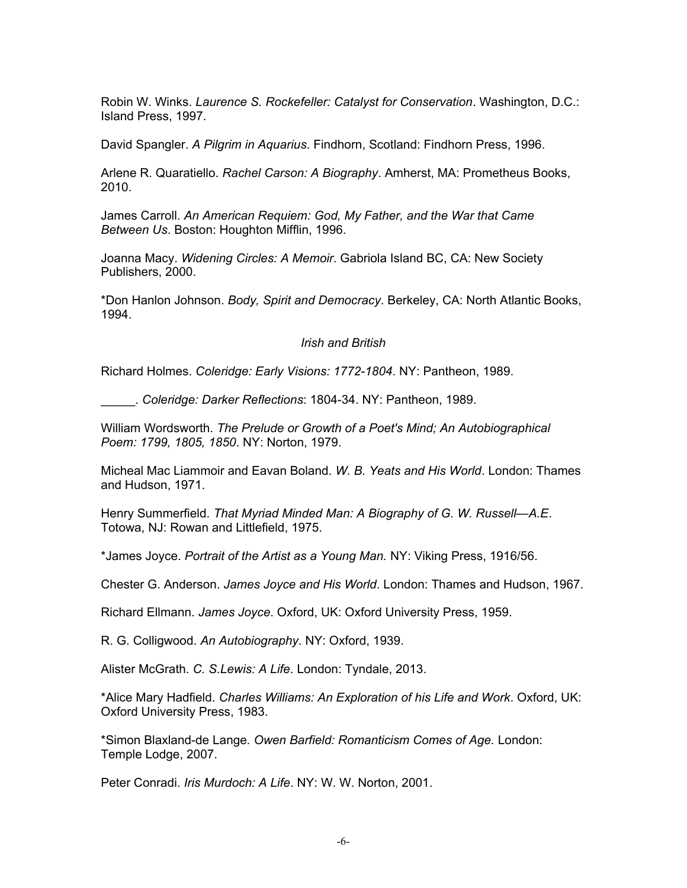Robin W. Winks. *Laurence S. Rockefeller: Catalyst for Conservation*. Washington, D.C.: Island Press, 1997.

David Spangler. *A Pilgrim in Aquarius*. Findhorn, Scotland: Findhorn Press, 1996.

Arlene R. Quaratiello. *Rachel Carson: A Biography*. Amherst, MA: Prometheus Books, 2010.

James Carroll. *An American Requiem: God, My Father, and the War that Came Between Us*. Boston: Houghton Mifflin, 1996.

Joanna Macy. *Widening Circles: A Memoir*. Gabriola Island BC, CA: New Society Publishers, 2000.

*Don Hanlon Johnson. *Body, Spirit and Democracy*. Berkeley, CA: North Atlantic Books, 1994.

*Irish and British*

Richard Holmes. *Coleridge: Early Visions: 1772-1804*. NY: Pantheon, 1989.

_____. *Coleridge: Darker Reflections*: 1804-34. NY: Pantheon, 1989.

William Wordsworth. *The Prelude or Growth of a Poet's Mind; An Autobiographical Poem: 1799, 1805, 1850*. NY: Norton, 1979.

Micheal Mac Liammoir and Eavan Boland. *W. B. Yeats and His World*. London: Thames and Hudson, 1971.

Henry Summerfield. *That Myriad Minded Man: A Biography of G. W. Russell—A.E*. Totowa, NJ: Rowan and Littlefield, 1975.

*James Joyce. *Portrait of the Artist as a Young Man.* NY: Viking Press, 1916/56.

Chester G. Anderson. *James Joyce and His World*. London: Thames and Hudson, 1967.

Richard Ellmann. *James Joyce*. Oxford, UK: Oxford University Press, 1959.

R. G. Colligwood. *An Autobiography*. NY: Oxford, 1939.

Alister McGrath. *C. S.Lewis: A Life*. London: Tyndale, 2013.

*Alice Mary Hadfield. *Charles Williams: An Exploration of his Life and Work*. Oxford, UK: Oxford University Press, 1983.

*Simon Blaxland-de Lange*.* *Owen Barfield: Romanticism Comes of Age.* London: Temple Lodge, 2007.

Peter Conradi. *Iris Murdoch: A Life*. NY: W. W. Norton, 2001.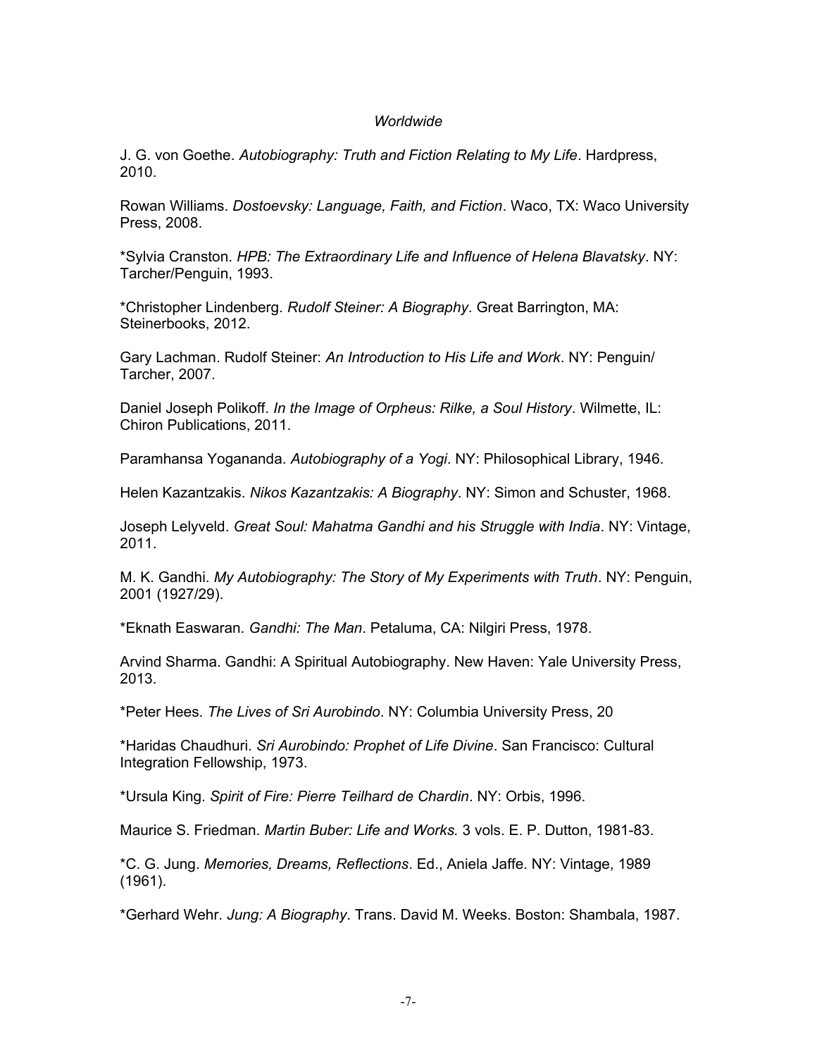*Worldwide*

J. G. von Goethe. *Autobiography: Truth and Fiction Relating to My Life*. Hardpress, 2010.

Rowan Williams. *Dostoevsky: Language, Faith, and Fiction*. Waco, TX: Waco University Press, 2008.

*Sylvia Cranston. *HPB: The Extraordinary Life and Influence of Helena Blavatsky*. NY: Tarcher/Penguin, 1993.

*Christopher Lindenberg. *Rudolf Steiner: A Biography*. Great Barrington, MA: Steinerbooks, 2012.

Gary Lachman. Rudolf Steiner: *An Introduction to His Life and Work*. NY: Penguin/ Tarcher, 2007.

Daniel Joseph Polikoff. *In the Image of Orpheus: Rilke, a Soul History*. Wilmette, IL: Chiron Publications, 2011.

Paramhansa Yogananda. *Autobiography of a Yogi*. NY: Philosophical Library, 1946.

Helen Kazantzakis. *Nikos Kazantzakis: A Biography*. NY: Simon and Schuster, 1968.

Joseph Lelyveld. *Great Soul: Mahatma Gandhi and his Struggle with India*. NY: Vintage, 2011.

M. K. Gandhi. *My Autobiography: The Story of My Experiments with Truth*. NY: Penguin, 2001 (1927/29).

*Eknath Easwaran. *Gandhi: The Man*. Petaluma, CA: Nilgiri Press, 1978.

Arvind Sharma. Gandhi: A Spiritual Autobiography. New Haven: Yale University Press, 2013.

*Peter Hees. *The Lives of Sri Aurobindo*. NY: Columbia University Press, 20

*Haridas Chaudhuri. *Sri Aurobindo: Prophet of Life Divine*. San Francisco: Cultural Integration Fellowship, 1973.

*Ursula King. *Spirit of Fire: Pierre Teilhard de Chardin*. NY: Orbis, 1996.

Maurice S. Friedman. *Martin Buber: Life and Works.* 3 vols. E. P. Dutton, 1981-83.

*C. G. Jung. *Memories, Dreams, Reflections*. Ed., Aniela Jaffe. NY: Vintage, 1989 (1961).

*Gerhard Wehr. *Jung: A Biography*. Trans. David M. Weeks. Boston: Shambala, 1987.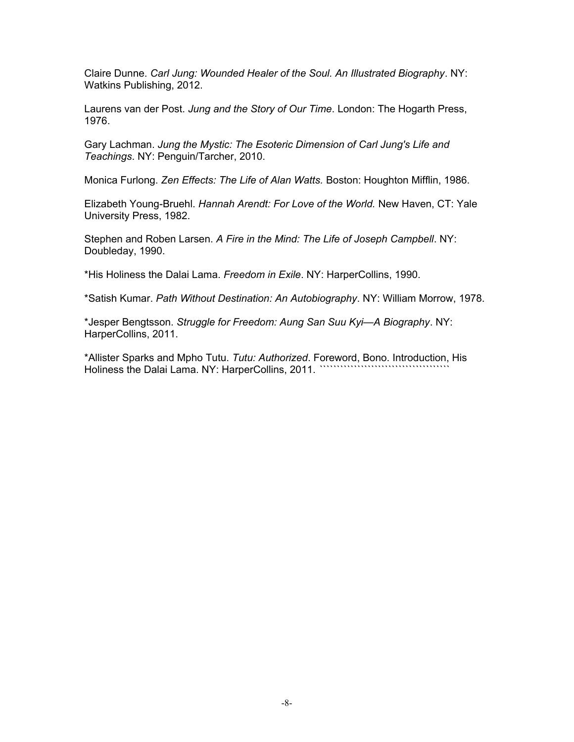Claire Dunne. *Carl Jung: Wounded Healer of the Soul. An Illustrated Biography*. NY: Watkins Publishing, 2012.

Laurens van der Post. *Jung and the Story of Our Time*. London: The Hogarth Press, 1976.

Gary Lachman. *Jung the Mystic: The Esoteric Dimension of Carl Jung's Life and Teachings*. NY: Penguin/Tarcher, 2010.

Monica Furlong. *Zen Effects: The Life of Alan Watts.* Boston: Houghton Mifflin, 1986.

Elizabeth Young-Bruehl. *Hannah Arendt: For Love of the World.* New Haven, CT: Yale University Press, 1982.

Stephen and Roben Larsen. *A Fire in the Mind: The Life of Joseph Campbell*. NY: Doubleday, 1990.

*His Holiness the Dalai Lama. *Freedom in Exile*. NY: HarperCollins, 1990.

*Satish Kumar. *Path Without Destination: An Autobiography*. NY: William Morrow, 1978.

*Jesper Bengtsson. *Struggle for Freedom: Aung San Suu Kyi—A Biography*. NY: HarperCollins, 2011.

*Allister Sparks and Mpho Tutu. *Tutu: Authorized*. Foreword, Bono. Introduction, His Holiness the Dalai Lama. NY: HarperCollins, 2011. ````````````````````````````````````